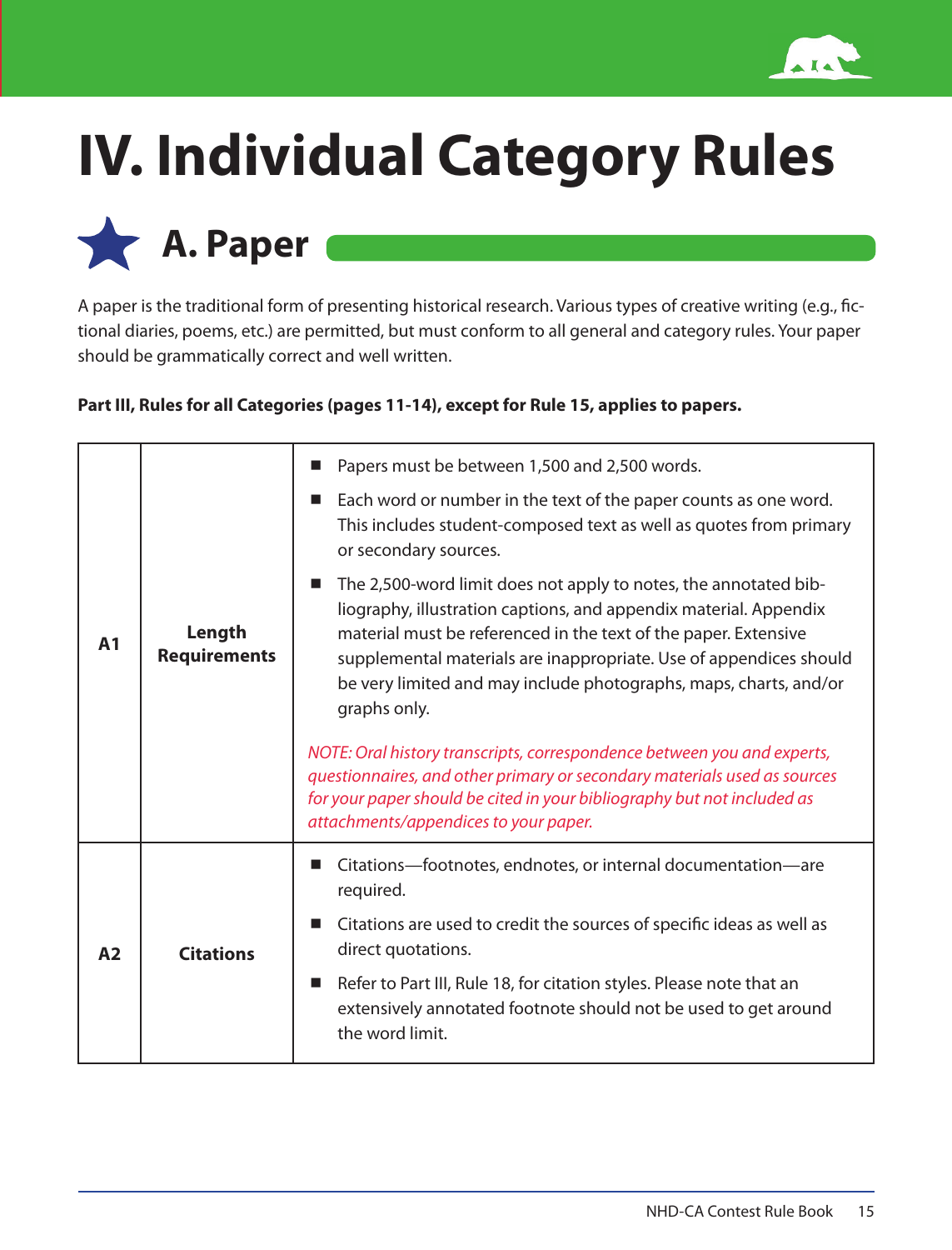# IV. Individual Category Rules

## A. Paper

A paper is the traditional form of presenting historical research. Various types of creative writing (e.g., fictional diaries, poems, etc.) are permitted, but must conform to all general and category rules. Your paper should be grammatically correct and well written.

**Part III, Rules for all Categories (pages 11-14), except for Rule 15, applies to papers.**

| | | |
|---|---|---|
| **A1** | **Length Requirements** | ■ Papers must be between 1,500 and 2,500 words.<br>■ Each word or number in the text of the paper counts as one word. This includes student-composed text as well as quotes from primary or secondary sources.<br>■ The 2,500-word limit does not apply to notes, the annotated bibliography, illustration captions, and appendix material. Appendix material must be referenced in the text of the paper. Extensive supplemental materials are inappropriate. Use of appendices should be very limited and may include photographs, maps, charts, and/or graphs only.<br><br>*NOTE: Oral history transcripts, correspondence between you and experts, questionnaires, and other primary or secondary materials used as sources for your paper should be cited in your bibliography but not included as attachments/appendices to your paper.* |
| **A2** | **Citations** | ■ Citations—footnotes, endnotes, or internal documentation—are required.<br>■ Citations are used to credit the sources of specific ideas as well as direct quotations.<br>■ Refer to Part III, Rule 18, for citation styles. Please note that an extensively annotated footnote should not be used to get around the word limit. |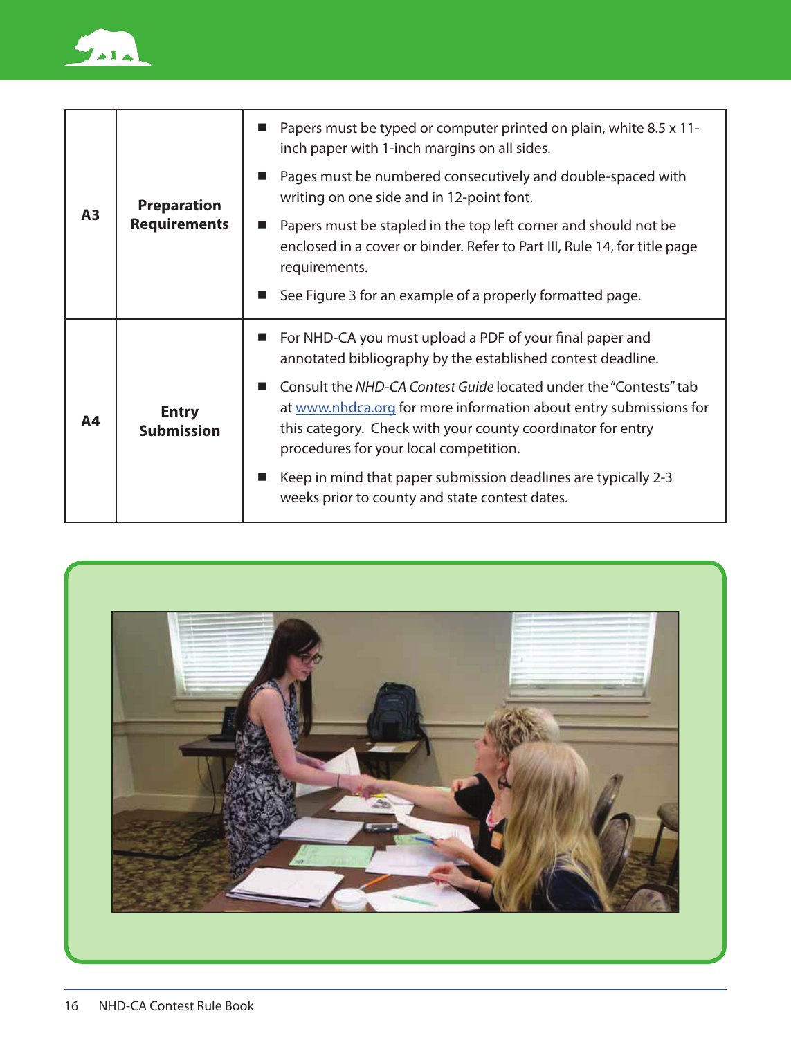| | | |
|---|---|---|
| **A3** | **Preparation Requirements** | ■ Papers must be typed or computer printed on plain, white 8.5 x 11-inch paper with 1-inch margins on all sides.<br>■ Pages must be numbered consecutively and double-spaced with writing on one side and in 12-point font.<br>■ Papers must be stapled in the top left corner and should not be enclosed in a cover or binder. Refer to Part III, Rule 14, for title page requirements.<br>■ See Figure 3 for an example of a properly formatted page. |
| **A4** | **Entry Submission** | ■ For NHD-CA you must upload a PDF of your final paper and annotated bibliography by the established contest deadline.<br>■ Consult the *NHD-CA Contest Guide* located under the "Contests" tab at www.nhdca.org for more information about entry submissions for this category. Check with your county coordinator for entry procedures for your local competition.<br>■ Keep in mind that paper submission deadlines are typically 2-3 weeks prior to county and state contest dates. |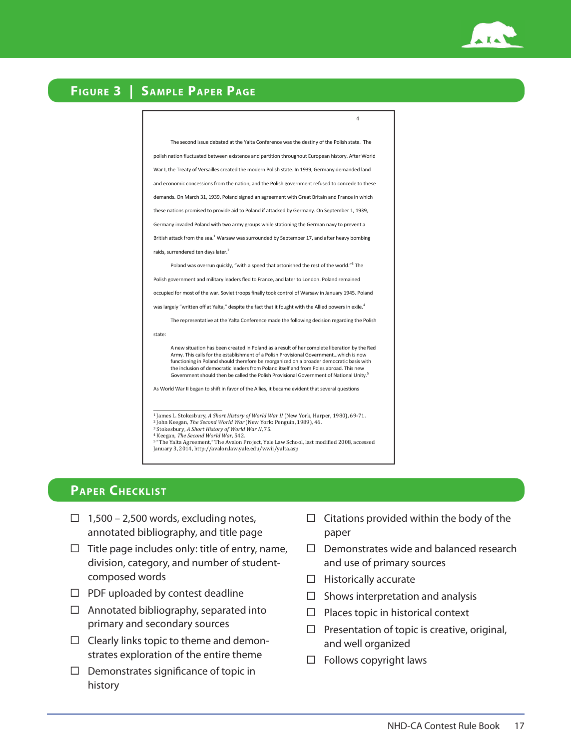## Figure 3 | Sample Paper Page

The second issue debated at the Yalta Conference was the destiny of the Polish state. The polish nation fluctuated between existence and partition throughout European history. After World War I, the Treaty of Versailles created the modern Polish state. In 1939, Germany demanded land and economic concessions from the nation, and the Polish government refused to concede to these demands. On March 31, 1939, Poland signed an agreement with Great Britain and France in which these nations promised to provide aid to Poland if attacked by Germany. On September 1, 1939, Germany invaded Poland with two army groups while stationing the German navy to prevent a British attack from the sea.[1] Warsaw was surrounded by September 17, and after heavy bombing raids, surrendered ten days later.[2]

Poland was overrun quickly, "with a speed that astonished the rest of the world."[3] The Polish government and military leaders fled to France, and later to London. Poland remained occupied for most of the war. Soviet troops finally took control of Warsaw in January 1945. Poland was largely "written off at Yalta," despite the fact that it fought with the Allied powers in exile.[4]

The representative at the Yalta Conference made the following decision regarding the Polish state:

> A new situation has been created in Poland as a result of her complete liberation by the Red Army. This calls for the establishment of a Polish Provisional Government...which is now functioning in Poland should therefore be reorganized on a broader democratic basis with the inclusion of democratic leaders from Poland itself and from Poles abroad. This new Government should then be called the Polish Provisional Government of National Unity.[5]

As World War II began to shift in favor of the Allies, it became evident that several questions

---

[1] James L. Stokesbury, *A Short History of World War II* (New York, Harper, 1980), 69-71.
[2] John Keegan, *The Second World War* (New York: Penguin, 1989), 46.
[3] Stokesbury, *A Short History of World War II*, 75.
[4] Keegan, *The Second World War*, 542.
[5] "The Yalta Agreement," The Avalon Project, Yale Law School, last modified 2008, accessed January 3, 2014, http://avalon.law.yale.edu/wwii/yalta.asp

## Paper Checklist

- ☐ 1,500 – 2,500 words, excluding notes, annotated bibliography, and title page
- ☐ Title page includes only: title of entry, name, division, category, and number of student-composed words
- ☐ PDF uploaded by contest deadline
- ☐ Annotated bibliography, separated into primary and secondary sources
- ☐ Clearly links topic to theme and demonstrates exploration of the entire theme
- ☐ Demonstrates significance of topic in history
- ☐ Citations provided within the body of the paper
- ☐ Demonstrates wide and balanced research and use of primary sources
- ☐ Historically accurate
- ☐ Shows interpretation and analysis
- ☐ Places topic in historical context
- ☐ Presentation of topic is creative, original, and well organized
- ☐ Follows copyright laws